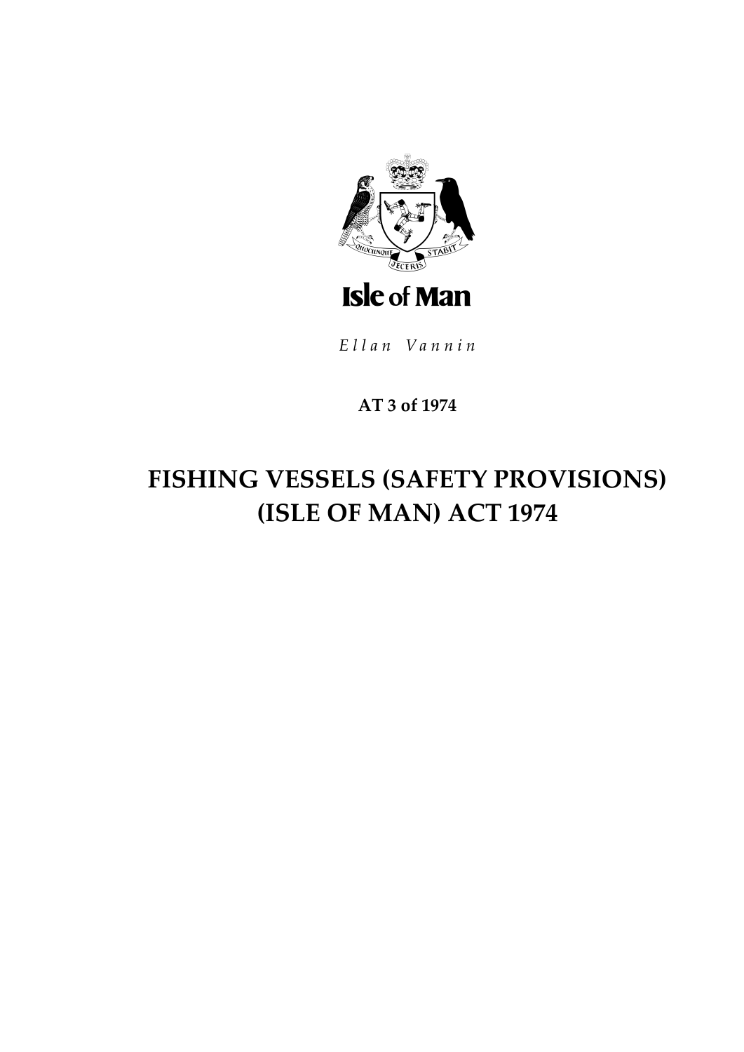Isle of Man

*Ellan Vannin*

**AT 3 of 1974**

# FISHING VESSELS (SAFETY PROVISIONS) (ISLE OF MAN) ACT 1974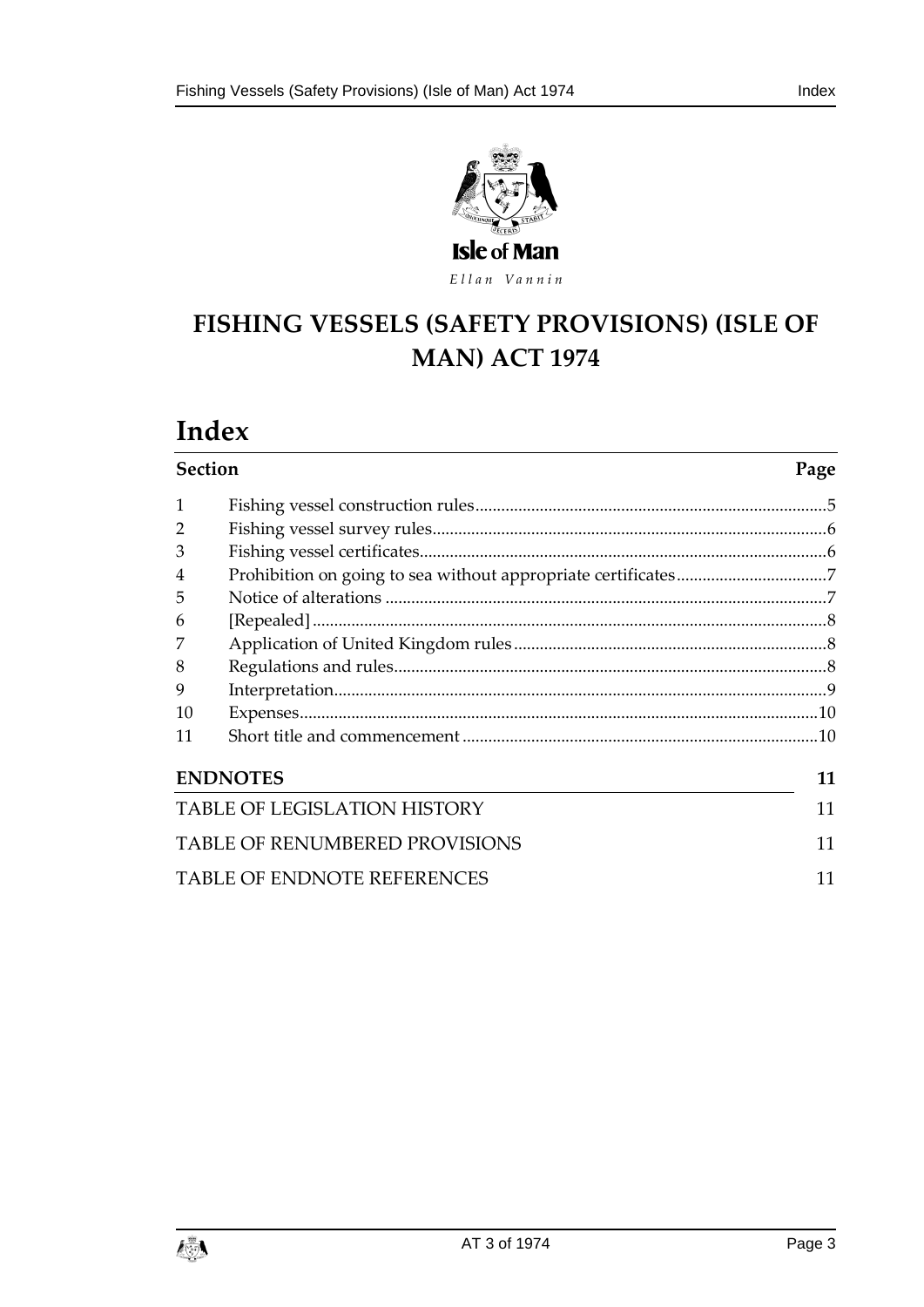Isle of Man

*Ellan Vannin*

# FISHING VESSELS (SAFETY PROVISIONS) (ISLE OF MAN) ACT 1974

# Index

| Section | | Page |
|---|---|---|
| 1 | Fishing vessel construction rules | 5 |
| 2 | Fishing vessel survey rules | 6 |
| 3 | Fishing vessel certificates | 6 |
| 4 | Prohibition on going to sea without appropriate certificates | 7 |
| 5 | Notice of alterations | 7 |
| 6 | [Repealed] | 8 |
| 7 | Application of United Kingdom rules | 8 |
| 8 | Regulations and rules | 8 |
| 9 | Interpretation | 9 |
| 10 | Expenses | 10 |
| 11 | Short title and commencement | 10 |

**ENDNOTES** 11

TABLE OF LEGISLATION HISTORY 11

TABLE OF RENUMBERED PROVISIONS 11

TABLE OF ENDNOTE REFERENCES 11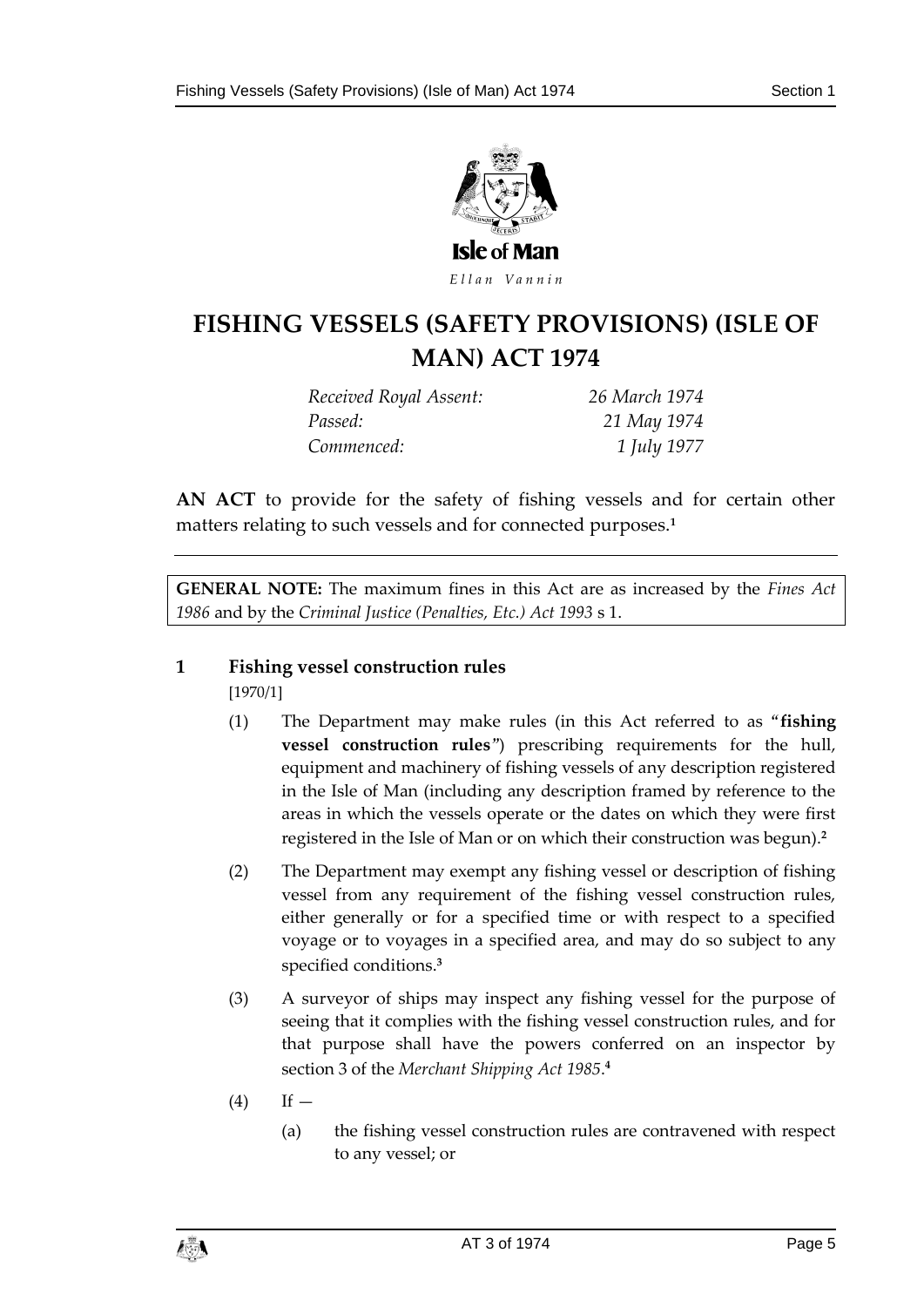# FISHING VESSELS (SAFETY PROVISIONS) (ISLE OF MAN) ACT 1974

| | |
|---|---|
| *Received Royal Assent:* | *26 March 1974* |
| *Passed:* | *21 May 1974* |
| *Commenced:* | *1 July 1977* |

**AN ACT** to provide for the safety of fishing vessels and for certain other matters relating to such vessels and for connected purposes.[1]

**GENERAL NOTE:** The maximum fines in this Act are as increased by the *Fines Act 1986* and by the *Criminal Justice (Penalties, Etc.) Act 1993* s 1.

## 1 Fishing vessel construction rules

[1970/1]

(1) The Department may make rules (in this Act referred to as "**fishing vessel construction rules**") prescribing requirements for the hull, equipment and machinery of fishing vessels of any description registered in the Isle of Man (including any description framed by reference to the areas in which the vessels operate or the dates on which they were first registered in the Isle of Man or on which their construction was begun).[2]

(2) The Department may exempt any fishing vessel or description of fishing vessel from any requirement of the fishing vessel construction rules, either generally or for a specified time or with respect to a specified voyage or to voyages in a specified area, and may do so subject to any specified conditions.[3]

(3) A surveyor of ships may inspect any fishing vessel for the purpose of seeing that it complies with the fishing vessel construction rules, and for that purpose shall have the powers conferred on an inspector by section 3 of the *Merchant Shipping Act 1985*.[4]

(4) If —

(a) the fishing vessel construction rules are contravened with respect to any vessel; or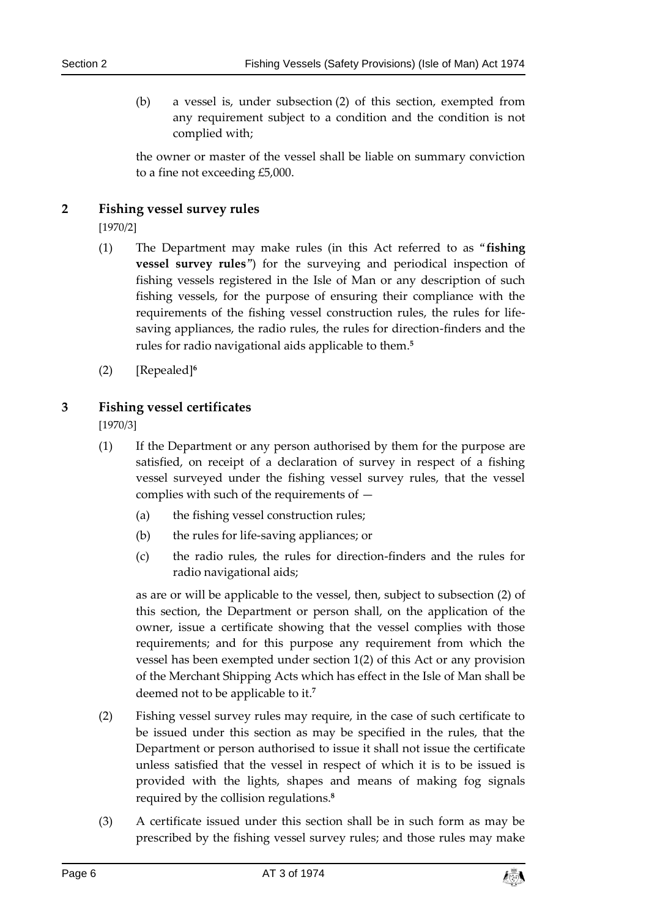(b) a vessel is, under subsection (2) of this section, exempted from any requirement subject to a condition and the condition is not complied with;

the owner or master of the vessel shall be liable on summary conviction to a fine not exceeding £5,000.

## 2 Fishing vessel survey rules

[1970/2]

(1) The Department may make rules (in this Act referred to as "**fishing vessel survey rules**") for the surveying and periodical inspection of fishing vessels registered in the Isle of Man or any description of such fishing vessels, for the purpose of ensuring their compliance with the requirements of the fishing vessel construction rules, the rules for life-saving appliances, the radio rules, the rules for direction-finders and the rules for radio navigational aids applicable to them.[5]

(2) [Repealed][6]

## 3 Fishing vessel certificates

[1970/3]

(1) If the Department or any person authorised by them for the purpose are satisfied, on receipt of a declaration of survey in respect of a fishing vessel surveyed under the fishing vessel survey rules, that the vessel complies with such of the requirements of —

(a) the fishing vessel construction rules;

(b) the rules for life-saving appliances; or

(c) the radio rules, the rules for direction-finders and the rules for radio navigational aids;

as are or will be applicable to the vessel, then, subject to subsection (2) of this section, the Department or person shall, on the application of the owner, issue a certificate showing that the vessel complies with those requirements; and for this purpose any requirement from which the vessel has been exempted under section 1(2) of this Act or any provision of the Merchant Shipping Acts which has effect in the Isle of Man shall be deemed not to be applicable to it.[7]

(2) Fishing vessel survey rules may require, in the case of such certificate to be issued under this section as may be specified in the rules, that the Department or person authorised to issue it shall not issue the certificate unless satisfied that the vessel in respect of which it is to be issued is provided with the lights, shapes and means of making fog signals required by the collision regulations.[8]

(3) A certificate issued under this section shall be in such form as may be prescribed by the fishing vessel survey rules; and those rules may make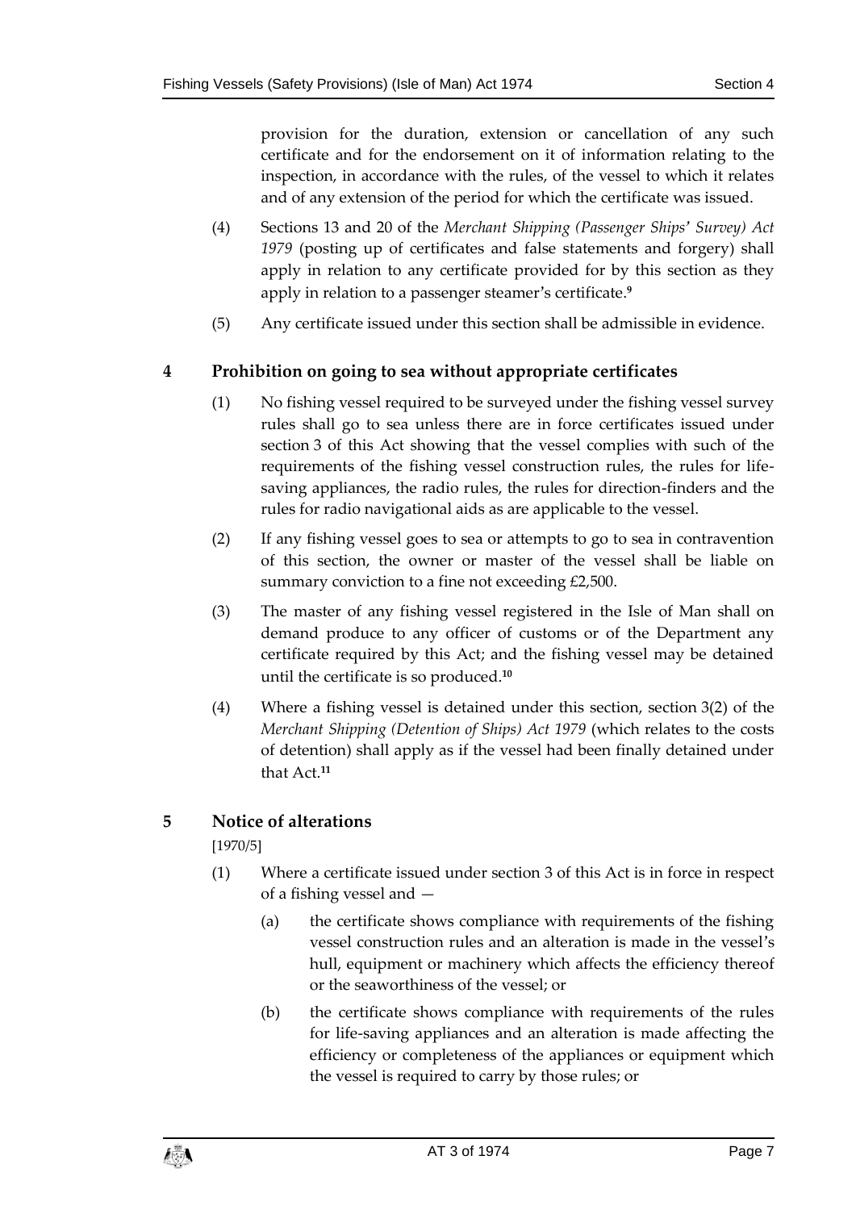provision for the duration, extension or cancellation of any such certificate and for the endorsement on it of information relating to the inspection, in accordance with the rules, of the vessel to which it relates and of any extension of the period for which the certificate was issued.

(4) Sections 13 and 20 of the *Merchant Shipping (Passenger Ships' Survey) Act 1979* (posting up of certificates and false statements and forgery) shall apply in relation to any certificate provided for by this section as they apply in relation to a passenger steamer's certificate.[9]

(5) Any certificate issued under this section shall be admissible in evidence.

## 4 Prohibition on going to sea without appropriate certificates

(1) No fishing vessel required to be surveyed under the fishing vessel survey rules shall go to sea unless there are in force certificates issued under section 3 of this Act showing that the vessel complies with such of the requirements of the fishing vessel construction rules, the rules for life-saving appliances, the radio rules, the rules for direction-finders and the rules for radio navigational aids as are applicable to the vessel.

(2) If any fishing vessel goes to sea or attempts to go to sea in contravention of this section, the owner or master of the vessel shall be liable on summary conviction to a fine not exceeding £2,500.

(3) The master of any fishing vessel registered in the Isle of Man shall on demand produce to any officer of customs or of the Department any certificate required by this Act; and the fishing vessel may be detained until the certificate is so produced.[10]

(4) Where a fishing vessel is detained under this section, section 3(2) of the *Merchant Shipping (Detention of Ships) Act 1979* (which relates to the costs of detention) shall apply as if the vessel had been finally detained under that Act.[11]

## 5 Notice of alterations

[1970/5]

(1) Where a certificate issued under section 3 of this Act is in force in respect of a fishing vessel and —

(a) the certificate shows compliance with requirements of the fishing vessel construction rules and an alteration is made in the vessel's hull, equipment or machinery which affects the efficiency thereof or the seaworthiness of the vessel; or

(b) the certificate shows compliance with requirements of the rules for life-saving appliances and an alteration is made affecting the efficiency or completeness of the appliances or equipment which the vessel is required to carry by those rules; or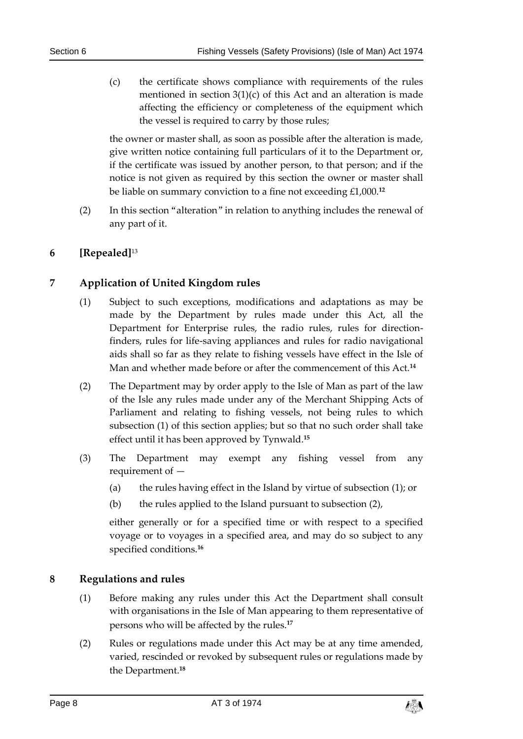(c) the certificate shows compliance with requirements of the rules mentioned in section 3(1)(c) of this Act and an alteration is made affecting the efficiency or completeness of the equipment which the vessel is required to carry by those rules;

the owner or master shall, as soon as possible after the alteration is made, give written notice containing full particulars of it to the Department or, if the certificate was issued by another person, to that person; and if the notice is not given as required by this section the owner or master shall be liable on summary conviction to a fine not exceeding £1,000.[12]

(2) In this section "alteration" in relation to anything includes the renewal of any part of it.

## 6 [Repealed][13]

## 7 Application of United Kingdom rules

(1) Subject to such exceptions, modifications and adaptations as may be made by the Department by rules made under this Act, all the Department for Enterprise rules, the radio rules, rules for direction-finders, rules for life-saving appliances and rules for radio navigational aids shall so far as they relate to fishing vessels have effect in the Isle of Man and whether made before or after the commencement of this Act.[14]

(2) The Department may by order apply to the Isle of Man as part of the law of the Isle any rules made under any of the Merchant Shipping Acts of Parliament and relating to fishing vessels, not being rules to which subsection (1) of this section applies; but so that no such order shall take effect until it has been approved by Tynwald.[15]

(3) The Department may exempt any fishing vessel from any requirement of —

(a) the rules having effect in the Island by virtue of subsection (1); or

(b) the rules applied to the Island pursuant to subsection (2),

either generally or for a specified time or with respect to a specified voyage or to voyages in a specified area, and may do so subject to any specified conditions.[16]

## 8 Regulations and rules

(1) Before making any rules under this Act the Department shall consult with organisations in the Isle of Man appearing to them representative of persons who will be affected by the rules.[17]

(2) Rules or regulations made under this Act may be at any time amended, varied, rescinded or revoked by subsequent rules or regulations made by the Department.[18]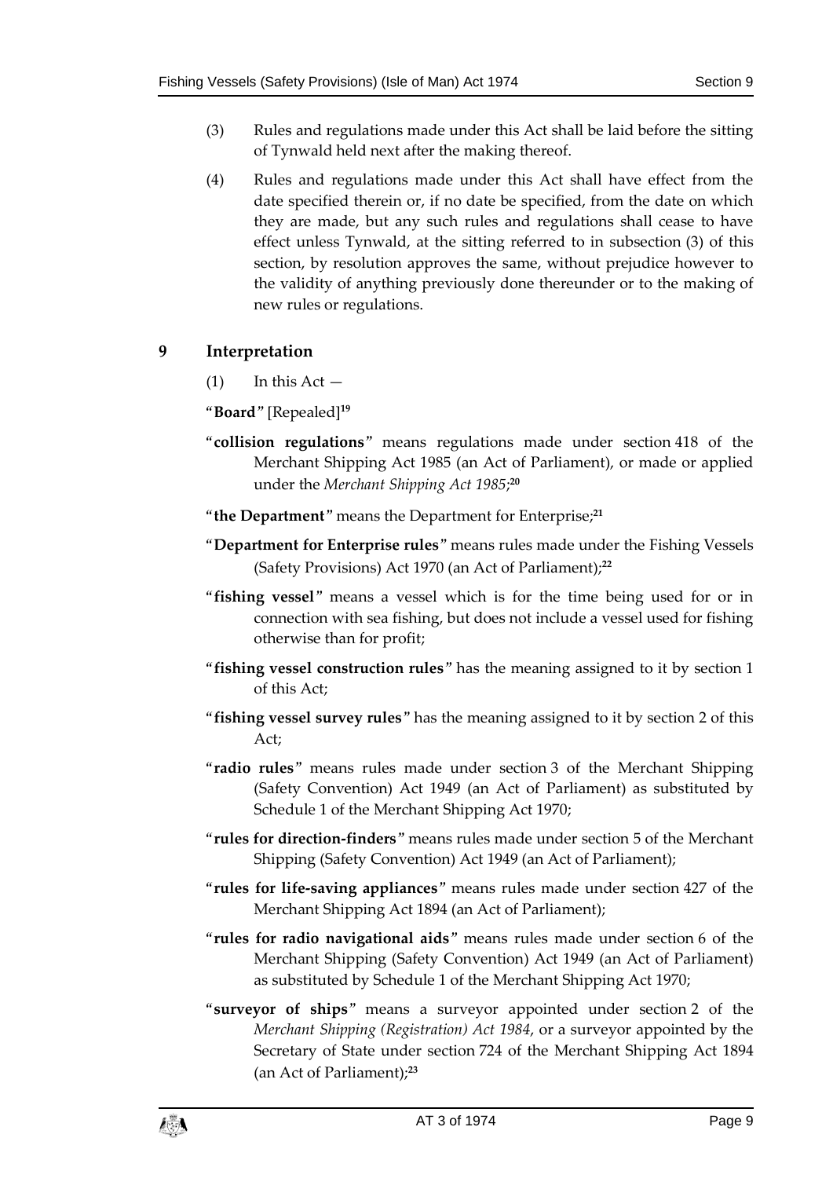(3) Rules and regulations made under this Act shall be laid before the sitting of Tynwald held next after the making thereof.

(4) Rules and regulations made under this Act shall have effect from the date specified therein or, if no date be specified, from the date on which they are made, but any such rules and regulations shall cease to have effect unless Tynwald, at the sitting referred to in subsection (3) of this section, by resolution approves the same, without prejudice however to the validity of anything previously done thereunder or to the making of new rules or regulations.

## 9 Interpretation

(1) In this Act —

"**Board**" [Repealed][19]

"**collision regulations**" means regulations made under section 418 of the Merchant Shipping Act 1985 (an Act of Parliament), or made or applied under the *Merchant Shipping Act 1985*;[20]

"**the Department**" means the Department for Enterprise;[21]

"**Department for Enterprise rules**" means rules made under the Fishing Vessels (Safety Provisions) Act 1970 (an Act of Parliament);[22]

"**fishing vessel**" means a vessel which is for the time being used for or in connection with sea fishing, but does not include a vessel used for fishing otherwise than for profit;

"**fishing vessel construction rules**" has the meaning assigned to it by section 1 of this Act;

"**fishing vessel survey rules**" has the meaning assigned to it by section 2 of this Act;

"**radio rules**" means rules made under section 3 of the Merchant Shipping (Safety Convention) Act 1949 (an Act of Parliament) as substituted by Schedule 1 of the Merchant Shipping Act 1970;

"**rules for direction-finders**" means rules made under section 5 of the Merchant Shipping (Safety Convention) Act 1949 (an Act of Parliament);

"**rules for life-saving appliances**" means rules made under section 427 of the Merchant Shipping Act 1894 (an Act of Parliament);

"**rules for radio navigational aids**" means rules made under section 6 of the Merchant Shipping (Safety Convention) Act 1949 (an Act of Parliament) as substituted by Schedule 1 of the Merchant Shipping Act 1970;

"**surveyor of ships**" means a surveyor appointed under section 2 of the *Merchant Shipping (Registration) Act 1984*, or a surveyor appointed by the Secretary of State under section 724 of the Merchant Shipping Act 1894 (an Act of Parliament);[23]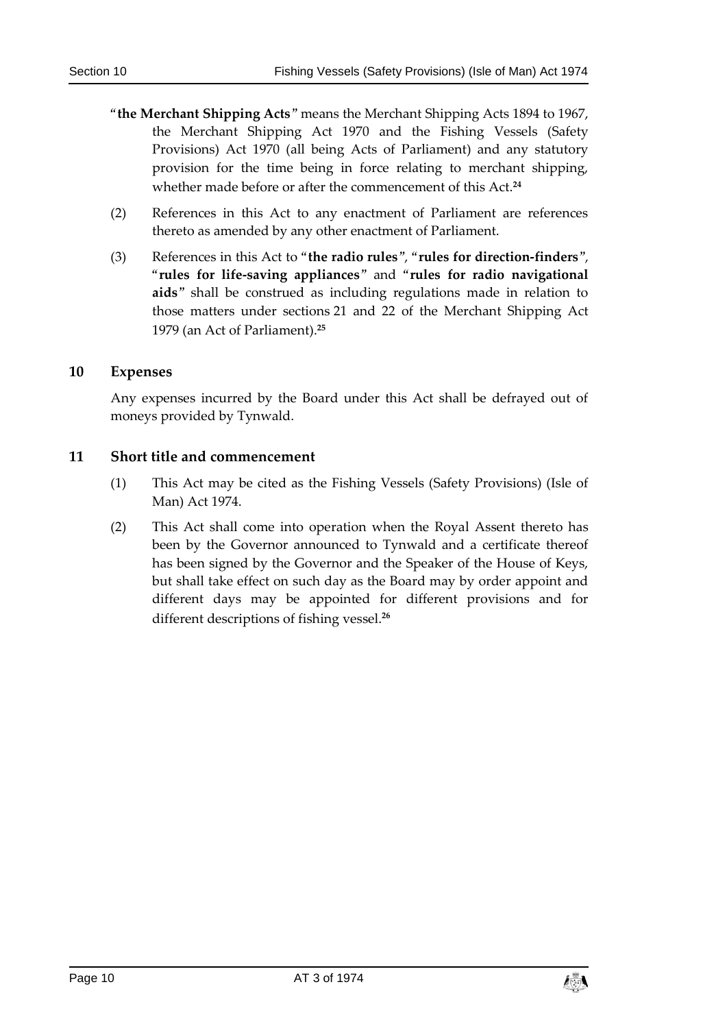"**the Merchant Shipping Acts**" means the Merchant Shipping Acts 1894 to 1967, the Merchant Shipping Act 1970 and the Fishing Vessels (Safety Provisions) Act 1970 (all being Acts of Parliament) and any statutory provision for the time being in force relating to merchant shipping, whether made before or after the commencement of this Act.[24]

(2) References in this Act to any enactment of Parliament are references thereto as amended by any other enactment of Parliament.

(3) References in this Act to "**the radio rules**", "**rules for direction-finders**", "**rules for life-saving appliances**" and "**rules for radio navigational aids**" shall be construed as including regulations made in relation to those matters under sections 21 and 22 of the Merchant Shipping Act 1979 (an Act of Parliament).[25]

## 10 Expenses

Any expenses incurred by the Board under this Act shall be defrayed out of moneys provided by Tynwald.

## 11 Short title and commencement

(1) This Act may be cited as the Fishing Vessels (Safety Provisions) (Isle of Man) Act 1974.

(2) This Act shall come into operation when the Royal Assent thereto has been by the Governor announced to Tynwald and a certificate thereof has been signed by the Governor and the Speaker of the House of Keys, but shall take effect on such day as the Board may by order appoint and different days may be appointed for different provisions and for different descriptions of fishing vessel.[26]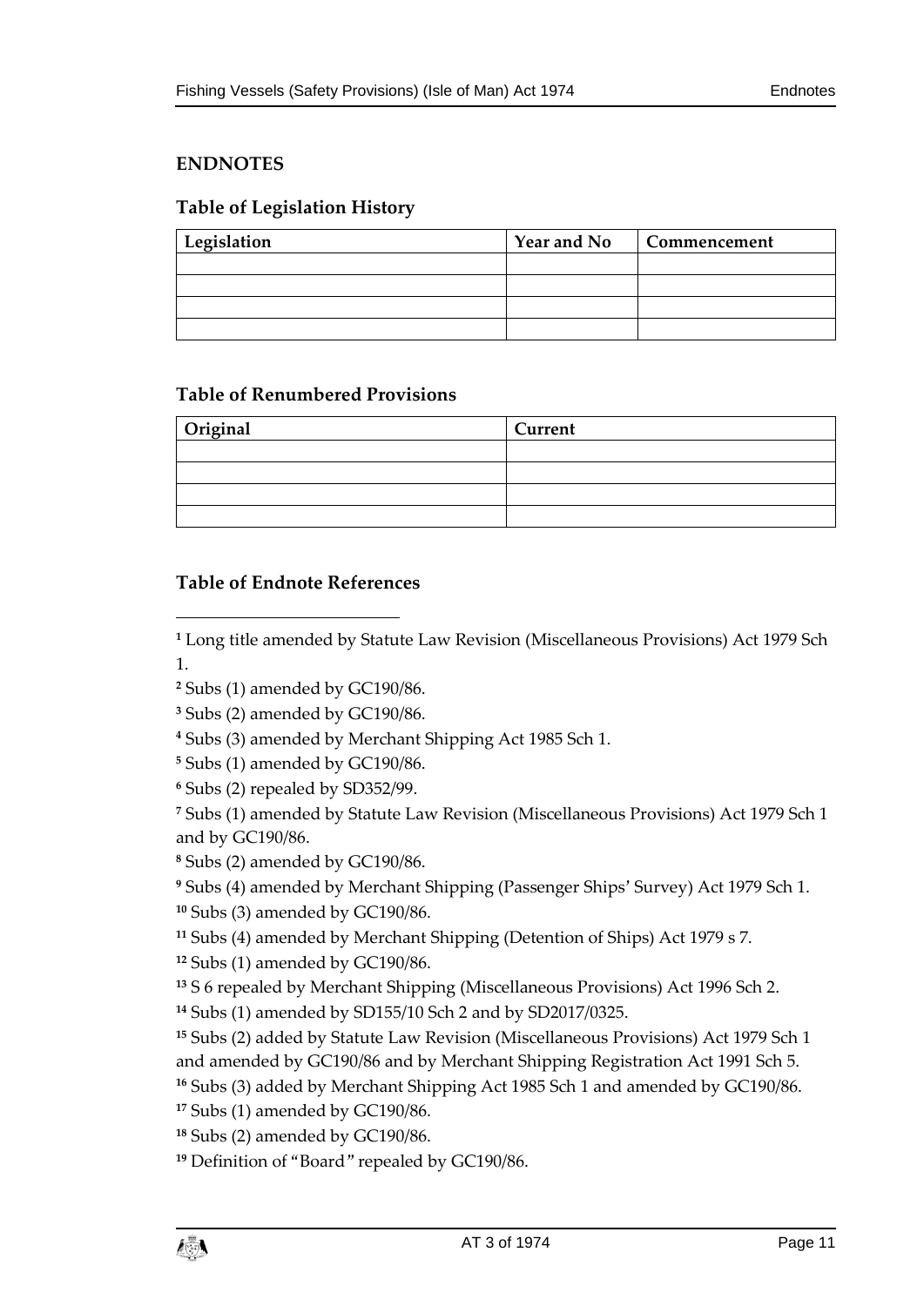## ENDNOTES

### Table of Legislation History

| Legislation | Year and No | Commencement |
|---|---|---|
| | | |
| | | |
| | | |
| | | |

### Table of Renumbered Provisions

| Original | Current |
|---|---|
| | |
| | |
| | |
| | |

### Table of Endnote References

[1] Long title amended by Statute Law Revision (Miscellaneous Provisions) Act 1979 Sch 1.

[2] Subs (1) amended by GC190/86.

[3] Subs (2) amended by GC190/86.

[4] Subs (3) amended by Merchant Shipping Act 1985 Sch 1.

[5] Subs (1) amended by GC190/86.

[6] Subs (2) repealed by SD352/99.

[7] Subs (1) amended by Statute Law Revision (Miscellaneous Provisions) Act 1979 Sch 1 and by GC190/86.

[8] Subs (2) amended by GC190/86.

[9] Subs (4) amended by Merchant Shipping (Passenger Ships' Survey) Act 1979 Sch 1.

[10] Subs (3) amended by GC190/86.

[11] Subs (4) amended by Merchant Shipping (Detention of Ships) Act 1979 s 7.

[12] Subs (1) amended by GC190/86.

[13] S 6 repealed by Merchant Shipping (Miscellaneous Provisions) Act 1996 Sch 2.

[14] Subs (1) amended by SD155/10 Sch 2 and by SD2017/0325.

[15] Subs (2) added by Statute Law Revision (Miscellaneous Provisions) Act 1979 Sch 1 and amended by GC190/86 and by Merchant Shipping Registration Act 1991 Sch 5.

[16] Subs (3) added by Merchant Shipping Act 1985 Sch 1 and amended by GC190/86.

[17] Subs (1) amended by GC190/86.

[18] Subs (2) amended by GC190/86.

[19] Definition of "Board" repealed by GC190/86.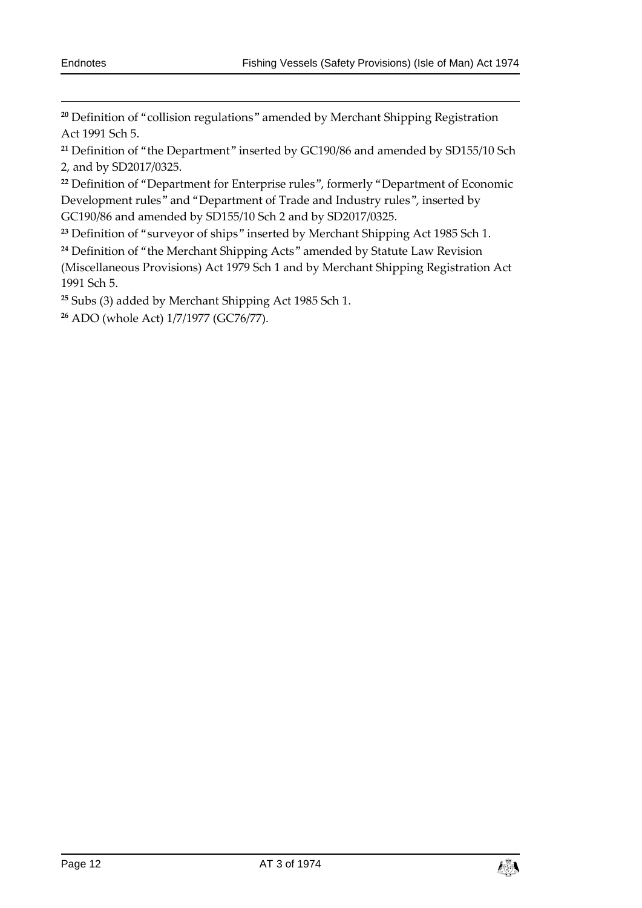[20] Definition of "collision regulations" amended by Merchant Shipping Registration Act 1991 Sch 5.

[21] Definition of "the Department" inserted by GC190/86 and amended by SD155/10 Sch 2, and by SD2017/0325.

[22] Definition of "Department for Enterprise rules", formerly "Department of Economic Development rules" and "Department of Trade and Industry rules", inserted by GC190/86 and amended by SD155/10 Sch 2 and by SD2017/0325.

[23] Definition of "surveyor of ships" inserted by Merchant Shipping Act 1985 Sch 1.

[24] Definition of "the Merchant Shipping Acts" amended by Statute Law Revision (Miscellaneous Provisions) Act 1979 Sch 1 and by Merchant Shipping Registration Act 1991 Sch 5.

[25] Subs (3) added by Merchant Shipping Act 1985 Sch 1.

[26] ADO (whole Act) 1/7/1977 (GC76/77).